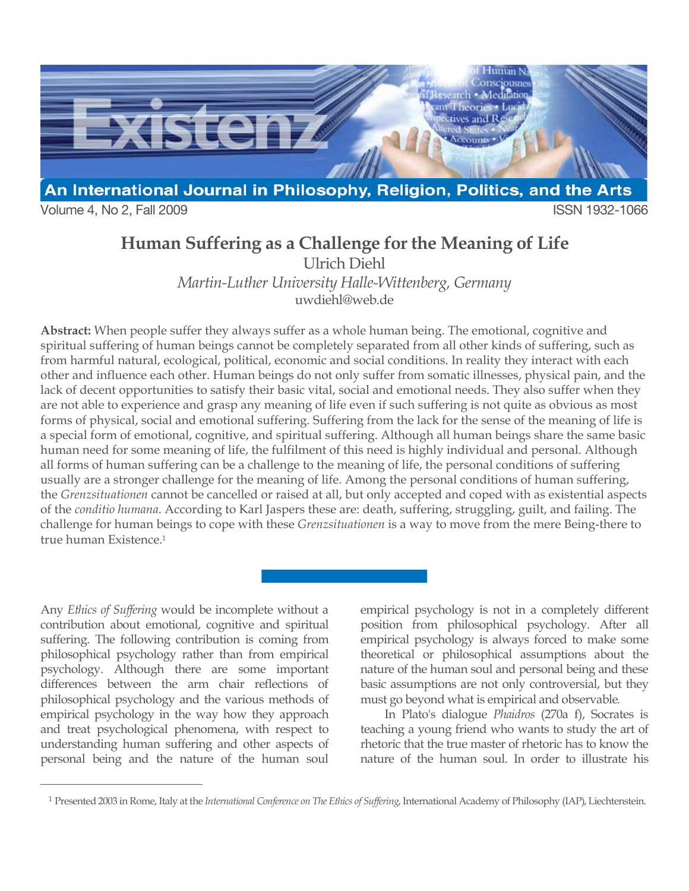# Human Suffering as a Challenge for the Meaning of Life

Ulrich Diehl

*Martin-Luther University Halle-Wittenberg, Germany*

uwdiehl@web.de

**Abstract:** When people suffer they always suffer as a whole human being. The emotional, cognitive and spiritual suffering of human beings cannot be completely separated from all other kinds of suffering, such as from harmful natural, ecological, political, economic and social conditions. In reality they interact with each other and influence each other. Human beings do not only suffer from somatic illnesses, physical pain, and the lack of decent opportunities to satisfy their basic vital, social and emotional needs. They also suffer when they are not able to experience and grasp any meaning of life even if such suffering is not quite as obvious as most forms of physical, social and emotional suffering. Suffering from the lack for the sense of the meaning of life is a special form of emotional, cognitive, and spiritual suffering. Although all human beings share the same basic human need for some meaning of life, the fulfilment of this need is highly individual and personal. Although all forms of human suffering can be a challenge to the meaning of life, the personal conditions of suffering usually are a stronger challenge for the meaning of life. Among the personal conditions of human suffering, the *Grenzsituationen* cannot be cancelled or raised at all, but only accepted and coped with as existential aspects of the *conditio humana*. According to Karl Jaspers these are: death, suffering, struggling, guilt, and failing. The challenge for human beings to cope with these *Grenzsituationen* is a way to move from the mere Being-there to true human Existence.[1]

Any *Ethics of Suffering* would be incomplete without a contribution about emotional, cognitive and spiritual suffering. The following contribution is coming from philosophical psychology rather than from empirical psychology. Although there are some important differences between the arm chair reflections of philosophical psychology and the various methods of empirical psychology in the way how they approach and treat psychological phenomena, with respect to understanding human suffering and other aspects of personal being and the nature of the human soul empirical psychology is not in a completely different position from philosophical psychology. After all empirical psychology is always forced to make some theoretical or philosophical assumptions about the nature of the human soul and personal being and these basic assumptions are not only controversial, but they must go beyond what is empirical and observable.

In Plato's dialogue *Phaidros* (270a f), Socrates is teaching a young friend who wants to study the art of rhetoric that the true master of rhetoric has to know the nature of the human soul. In order to illustrate his

---

[1] Presented 2003 in Rome, Italy at the *International Conference on The Ethics of Suffering*, International Academy of Philosophy (IAP), Liechtenstein.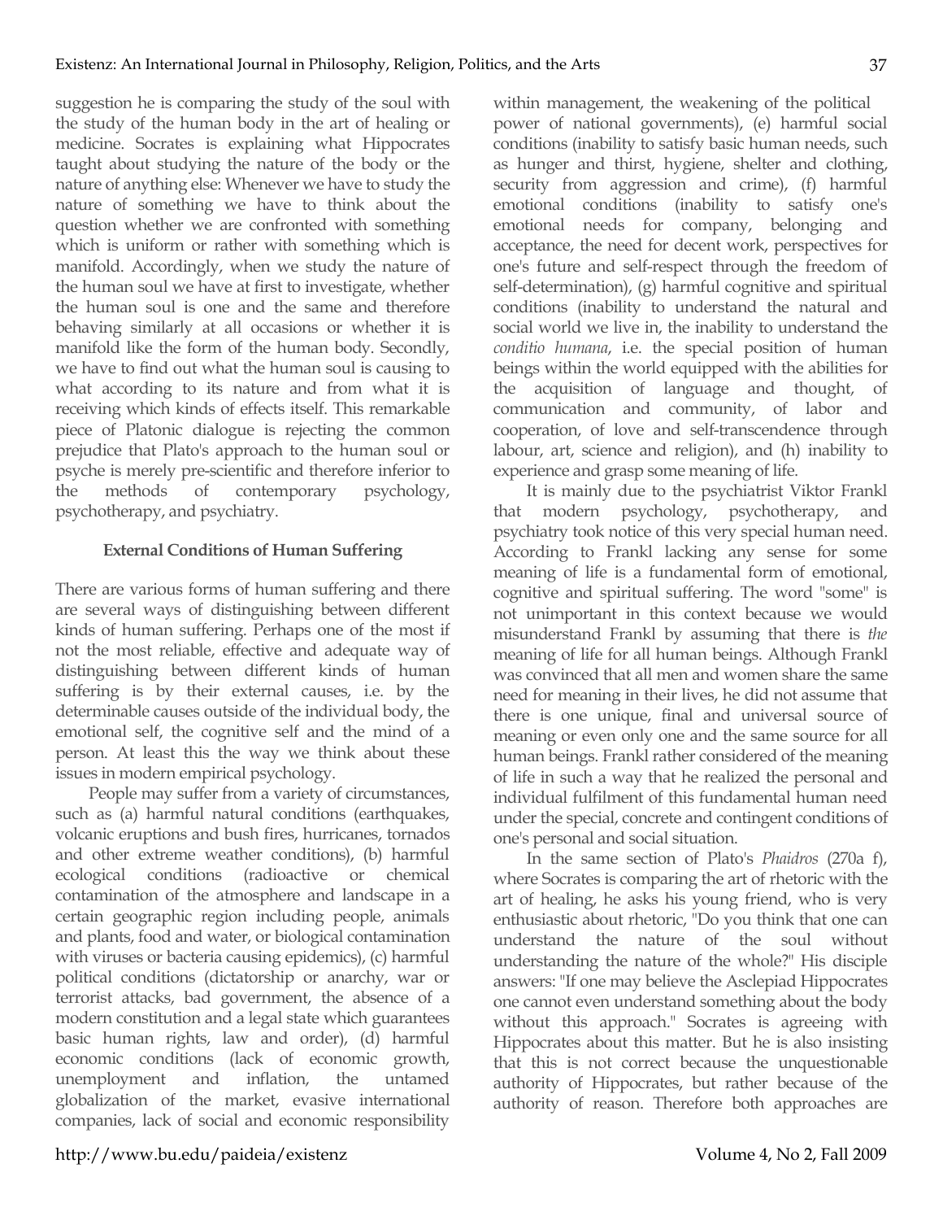suggestion he is comparing the study of the soul with the study of the human body in the art of healing or medicine. Socrates is explaining what Hippocrates taught about studying the nature of the body or the nature of anything else: Whenever we have to study the nature of something we have to think about the question whether we are confronted with something which is uniform or rather with something which is manifold. Accordingly, when we study the nature of the human soul we have at first to investigate, whether the human soul is one and the same and therefore behaving similarly at all occasions or whether it is manifold like the form of the human body. Secondly, we have to find out what the human soul is causing to what according to its nature and from what it is receiving which kinds of effects itself. This remarkable piece of Platonic dialogue is rejecting the common prejudice that Plato's approach to the human soul or psyche is merely pre-scientific and therefore inferior to the methods of contemporary psychology, psychotherapy, and psychiatry.

## External Conditions of Human Suffering

There are various forms of human suffering and there are several ways of distinguishing between different kinds of human suffering. Perhaps one of the most if not the most reliable, effective and adequate way of distinguishing between different kinds of human suffering is by their external causes, i.e. by the determinable causes outside of the individual body, the emotional self, the cognitive self and the mind of a person. At least this the way we think about these issues in modern empirical psychology.

People may suffer from a variety of circumstances, such as (a) harmful natural conditions (earthquakes, volcanic eruptions and bush fires, hurricanes, tornados and other extreme weather conditions), (b) harmful ecological conditions (radioactive or chemical contamination of the atmosphere and landscape in a certain geographic region including people, animals and plants, food and water, or biological contamination with viruses or bacteria causing epidemics), (c) harmful political conditions (dictatorship or anarchy, war or terrorist attacks, bad government, the absence of a modern constitution and a legal state which guarantees basic human rights, law and order), (d) harmful economic conditions (lack of economic growth, unemployment and inflation, the untamed globalization of the market, evasive international companies, lack of social and economic responsibility within management, the weakening of the political power of national governments), (e) harmful social conditions (inability to satisfy basic human needs, such as hunger and thirst, hygiene, shelter and clothing, security from aggression and crime), (f) harmful emotional conditions (inability to satisfy one's emotional needs for company, belonging and acceptance, the need for decent work, perspectives for one's future and self-respect through the freedom of self-determination), (g) harmful cognitive and spiritual conditions (inability to understand the natural and social world we live in, the inability to understand the *conditio humana*, i.e. the special position of human beings within the world equipped with the abilities for the acquisition of language and thought, of communication and community, of labor and cooperation, of love and self-transcendence through labour, art, science and religion), and (h) inability to experience and grasp some meaning of life.

It is mainly due to the psychiatrist Viktor Frankl that modern psychology, psychotherapy, and psychiatry took notice of this very special human need. According to Frankl lacking any sense for some meaning of life is a fundamental form of emotional, cognitive and spiritual suffering. The word "some" is not unimportant in this context because we would misunderstand Frankl by assuming that there is *the* meaning of life for all human beings. Although Frankl was convinced that all men and women share the same need for meaning in their lives, he did not assume that there is one unique, final and universal source of meaning or even only one and the same source for all human beings. Frankl rather considered of the meaning of life in such a way that he realized the personal and individual fulfilment of this fundamental human need under the special, concrete and contingent conditions of one's personal and social situation.

In the same section of Plato's *Phaidros* (270a f), where Socrates is comparing the art of rhetoric with the art of healing, he asks his young friend, who is very enthusiastic about rhetoric, "Do you think that one can understand the nature of the soul without understanding the nature of the whole?" His disciple answers: "If one may believe the Asclepiad Hippocrates one cannot even understand something about the body without this approach." Socrates is agreeing with Hippocrates about this matter. But he is also insisting that this is not correct because the unquestionable authority of Hippocrates, but rather because of the authority of reason. Therefore both approaches are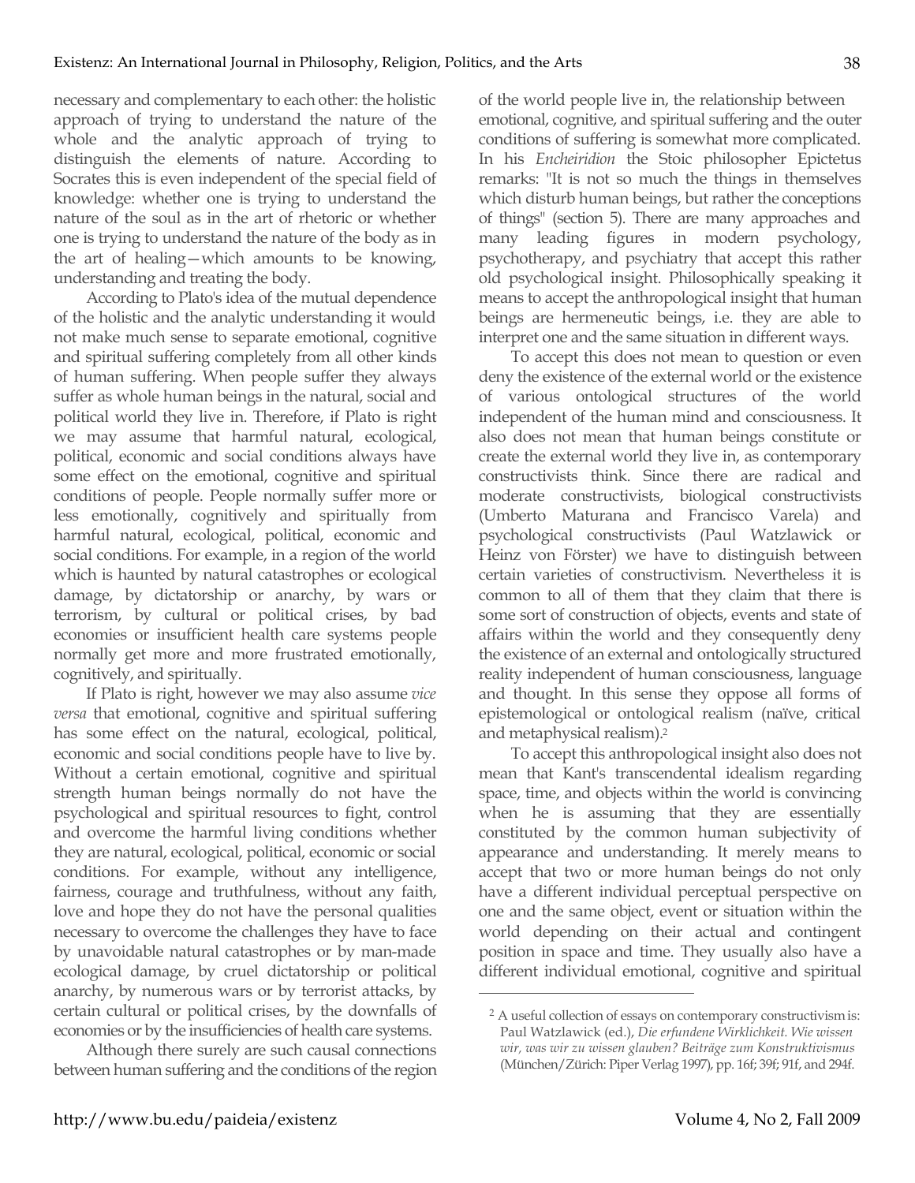necessary and complementary to each other: the holistic approach of trying to understand the nature of the whole and the analytic approach of trying to distinguish the elements of nature. According to Socrates this is even independent of the special field of knowledge: whether one is trying to understand the nature of the soul as in the art of rhetoric or whether one is trying to understand the nature of the body as in the art of healing—which amounts to be knowing, understanding and treating the body.

According to Plato's idea of the mutual dependence of the holistic and the analytic understanding it would not make much sense to separate emotional, cognitive and spiritual suffering completely from all other kinds of human suffering. When people suffer they always suffer as whole human beings in the natural, social and political world they live in. Therefore, if Plato is right we may assume that harmful natural, ecological, political, economic and social conditions always have some effect on the emotional, cognitive and spiritual conditions of people. People normally suffer more or less emotionally, cognitively and spiritually from harmful natural, ecological, political, economic and social conditions. For example, in a region of the world which is haunted by natural catastrophes or ecological damage, by dictatorship or anarchy, by wars or terrorism, by cultural or political crises, by bad economies or insufficient health care systems people normally get more and more frustrated emotionally, cognitively, and spiritually.

If Plato is right, however we may also assume *vice versa* that emotional, cognitive and spiritual suffering has some effect on the natural, ecological, political, economic and social conditions people have to live by. Without a certain emotional, cognitive and spiritual strength human beings normally do not have the psychological and spiritual resources to fight, control and overcome the harmful living conditions whether they are natural, ecological, political, economic or social conditions. For example, without any intelligence, fairness, courage and truthfulness, without any faith, love and hope they do not have the personal qualities necessary to overcome the challenges they have to face by unavoidable natural catastrophes or by man-made ecological damage, by cruel dictatorship or political anarchy, by numerous wars or by terrorist attacks, by certain cultural or political crises, by the downfalls of economies or by the insufficiencies of health care systems.

Although there surely are such causal connections between human suffering and the conditions of the region of the world people live in, the relationship between emotional, cognitive, and spiritual suffering and the outer conditions of suffering is somewhat more complicated. In his *Encheiridion* the Stoic philosopher Epictetus remarks: "It is not so much the things in themselves which disturb human beings, but rather the conceptions of things" (section 5). There are many approaches and many leading figures in modern psychology, psychotherapy, and psychiatry that accept this rather old psychological insight. Philosophically speaking it means to accept the anthropological insight that human beings are hermeneutic beings, i.e. they are able to interpret one and the same situation in different ways.

To accept this does not mean to question or even deny the existence of the external world or the existence of various ontological structures of the world independent of the human mind and consciousness. It also does not mean that human beings constitute or create the external world they live in, as contemporary constructivists think. Since there are radical and moderate constructivists, biological constructivists (Umberto Maturana and Francisco Varela) and psychological constructivists (Paul Watzlawick or Heinz von Förster) we have to distinguish between certain varieties of constructivism. Nevertheless it is common to all of them that they claim that there is some sort of construction of objects, events and state of affairs within the world and they consequently deny the existence of an external and ontologically structured reality independent of human consciousness, language and thought. In this sense they oppose all forms of epistemological or ontological realism (naïve, critical and metaphysical realism).[2]

To accept this anthropological insight also does not mean that Kant's transcendental idealism regarding space, time, and objects within the world is convincing when he is assuming that they are essentially constituted by the common human subjectivity of appearance and understanding. It merely means to accept that two or more human beings do not only have a different individual perceptual perspective on one and the same object, event or situation within the world depending on their actual and contingent position in space and time. They usually also have a different individual emotional, cognitive and spiritual

[2] A useful collection of essays on contemporary constructivism is: Paul Watzlawick (ed.), *Die erfundene Wirklichkeit. Wie wissen wir, was wir zu wissen glauben? Beiträge zum Konstruktivismus* (München/Zürich: Piper Verlag 1997), pp. 16f; 39f; 91f, and 294f.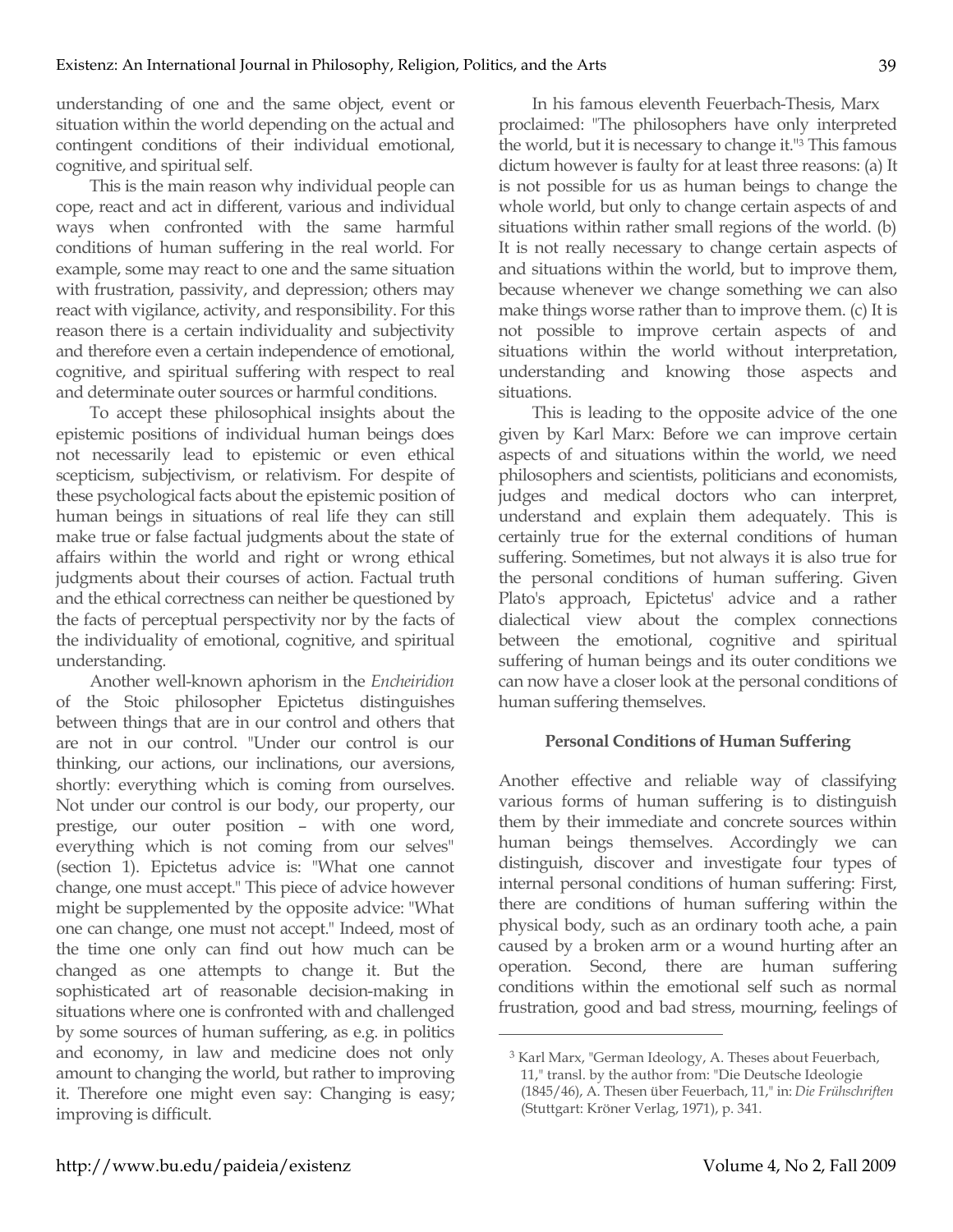understanding of one and the same object, event or situation within the world depending on the actual and contingent conditions of their individual emotional, cognitive, and spiritual self.

This is the main reason why individual people can cope, react and act in different, various and individual ways when confronted with the same harmful conditions of human suffering in the real world. For example, some may react to one and the same situation with frustration, passivity, and depression; others may react with vigilance, activity, and responsibility. For this reason there is a certain individuality and subjectivity and therefore even a certain independence of emotional, cognitive, and spiritual suffering with respect to real and determinate outer sources or harmful conditions.

To accept these philosophical insights about the epistemic positions of individual human beings does not necessarily lead to epistemic or even ethical scepticism, subjectivism, or relativism. For despite of these psychological facts about the epistemic position of human beings in situations of real life they can still make true or false factual judgments about the state of affairs within the world and right or wrong ethical judgments about their courses of action. Factual truth and the ethical correctness can neither be questioned by the facts of perceptual perspectivity nor by the facts of the individuality of emotional, cognitive, and spiritual understanding.

Another well-known aphorism in the *Encheiridion* of the Stoic philosopher Epictetus distinguishes between things that are in our control and others that are not in our control. "Under our control is our thinking, our actions, our inclinations, our aversions, shortly: everything which is coming from ourselves. Not under our control is our body, our property, our prestige, our outer position – with one word, everything which is not coming from our selves" (section 1). Epictetus advice is: "What one cannot change, one must accept." This piece of advice however might be supplemented by the opposite advice: "What one can change, one must not accept." Indeed, most of the time one only can find out how much can be changed as one attempts to change it. But the sophisticated art of reasonable decision-making in situations where one is confronted with and challenged by some sources of human suffering, as e.g. in politics and economy, in law and medicine does not only amount to changing the world, but rather to improving it. Therefore one might even say: Changing is easy; improving is difficult.

In his famous eleventh Feuerbach-Thesis, Marx proclaimed: "The philosophers have only interpreted the world, but it is necessary to change it."[3] This famous dictum however is faulty for at least three reasons: (a) It is not possible for us as human beings to change the whole world, but only to change certain aspects of and situations within rather small regions of the world. (b) It is not really necessary to change certain aspects of and situations within the world, but to improve them, because whenever we change something we can also make things worse rather than to improve them. (c) It is not possible to improve certain aspects of and situations within the world without interpretation, understanding and knowing those aspects and situations.

This is leading to the opposite advice of the one given by Karl Marx: Before we can improve certain aspects of and situations within the world, we need philosophers and scientists, politicians and economists, judges and medical doctors who can interpret, understand and explain them adequately. This is certainly true for the external conditions of human suffering. Sometimes, but not always it is also true for the personal conditions of human suffering. Given Plato's approach, Epictetus' advice and a rather dialectical view about the complex connections between the emotional, cognitive and spiritual suffering of human beings and its outer conditions we can now have a closer look at the personal conditions of human suffering themselves.

### Personal Conditions of Human Suffering

Another effective and reliable way of classifying various forms of human suffering is to distinguish them by their immediate and concrete sources within human beings themselves. Accordingly we can distinguish, discover and investigate four types of internal personal conditions of human suffering: First, there are conditions of human suffering within the physical body, such as an ordinary tooth ache, a pain caused by a broken arm or a wound hurting after an operation. Second, there are human suffering conditions within the emotional self such as normal frustration, good and bad stress, mourning, feelings of

[3] Karl Marx, "German Ideology, A. Theses about Feuerbach, 11," transl. by the author from: "Die Deutsche Ideologie (1845/46), A. Thesen über Feuerbach, 11," in: *Die Frühschriften* (Stuttgart: Kröner Verlag, 1971), p. 341.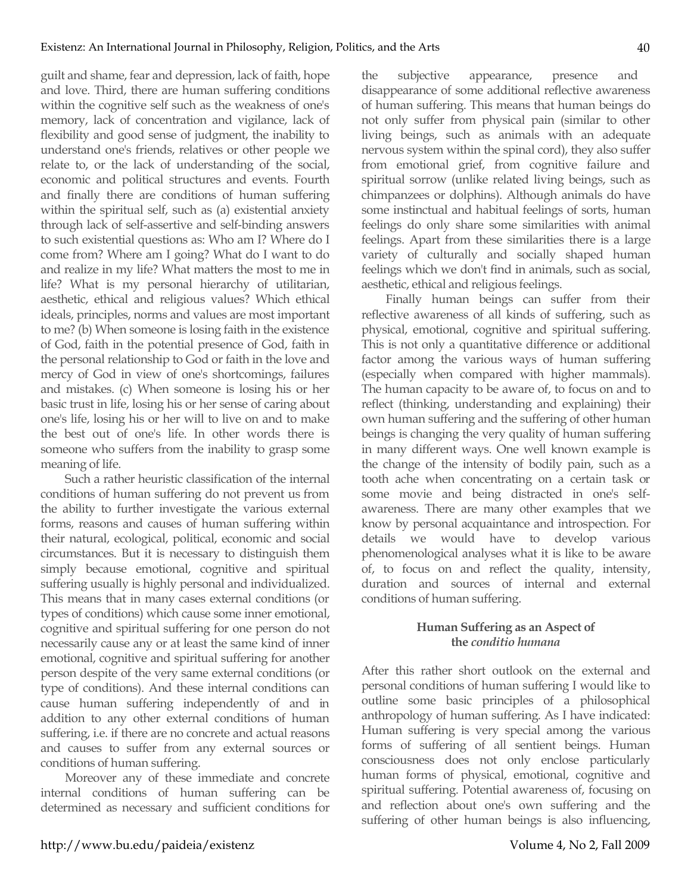guilt and shame, fear and depression, lack of faith, hope and love. Third, there are human suffering conditions within the cognitive self such as the weakness of one's memory, lack of concentration and vigilance, lack of flexibility and good sense of judgment, the inability to understand one's friends, relatives or other people we relate to, or the lack of understanding of the social, economic and political structures and events. Fourth and finally there are conditions of human suffering within the spiritual self, such as (a) existential anxiety through lack of self-assertive and self-binding answers to such existential questions as: Who am I? Where do I come from? Where am I going? What do I want to do and realize in my life? What matters the most to me in life? What is my personal hierarchy of utilitarian, aesthetic, ethical and religious values? Which ethical ideals, principles, norms and values are most important to me? (b) When someone is losing faith in the existence of God, faith in the potential presence of God, faith in the personal relationship to God or faith in the love and mercy of God in view of one's shortcomings, failures and mistakes. (c) When someone is losing his or her basic trust in life, losing his or her sense of caring about one's life, losing his or her will to live on and to make the best out of one's life. In other words there is someone who suffers from the inability to grasp some meaning of life.

Such a rather heuristic classification of the internal conditions of human suffering do not prevent us from the ability to further investigate the various external forms, reasons and causes of human suffering within their natural, ecological, political, economic and social circumstances. But it is necessary to distinguish them simply because emotional, cognitive and spiritual suffering usually is highly personal and individualized. This means that in many cases external conditions (or types of conditions) which cause some inner emotional, cognitive and spiritual suffering for one person do not necessarily cause any or at least the same kind of inner emotional, cognitive and spiritual suffering for another person despite of the very same external conditions (or type of conditions). And these internal conditions can cause human suffering independently of and in addition to any other external conditions of human suffering, i.e. if there are no concrete and actual reasons and causes to suffer from any external sources or conditions of human suffering.

Moreover any of these immediate and concrete internal conditions of human suffering can be determined as necessary and sufficient conditions for the subjective appearance, presence and disappearance of some additional reflective awareness of human suffering. This means that human beings do not only suffer from physical pain (similar to other living beings, such as animals with an adequate nervous system within the spinal cord), they also suffer from emotional grief, from cognitive failure and spiritual sorrow (unlike related living beings, such as chimpanzees or dolphins). Although animals do have some instinctual and habitual feelings of sorts, human feelings do only share some similarities with animal feelings. Apart from these similarities there is a large variety of culturally and socially shaped human feelings which we don't find in animals, such as social, aesthetic, ethical and religious feelings.

Finally human beings can suffer from their reflective awareness of all kinds of suffering, such as physical, emotional, cognitive and spiritual suffering. This is not only a quantitative difference or additional factor among the various ways of human suffering (especially when compared with higher mammals). The human capacity to be aware of, to focus on and to reflect (thinking, understanding and explaining) their own human suffering and the suffering of other human beings is changing the very quality of human suffering in many different ways. One well known example is the change of the intensity of bodily pain, such as a tooth ache when concentrating on a certain task or some movie and being distracted in one's self-awareness. There are many other examples that we know by personal acquaintance and introspection. For details we would have to develop various phenomenological analyses what it is like to be aware of, to focus on and reflect the quality, intensity, duration and sources of internal and external conditions of human suffering.

### Human Suffering as an Aspect of the *conditio humana*

After this rather short outlook on the external and personal conditions of human suffering I would like to outline some basic principles of a philosophical anthropology of human suffering. As I have indicated: Human suffering is very special among the various forms of suffering of all sentient beings. Human consciousness does not only enclose particularly human forms of physical, emotional, cognitive and spiritual suffering. Potential awareness of, focusing on and reflection about one's own suffering and the suffering of other human beings is also influencing,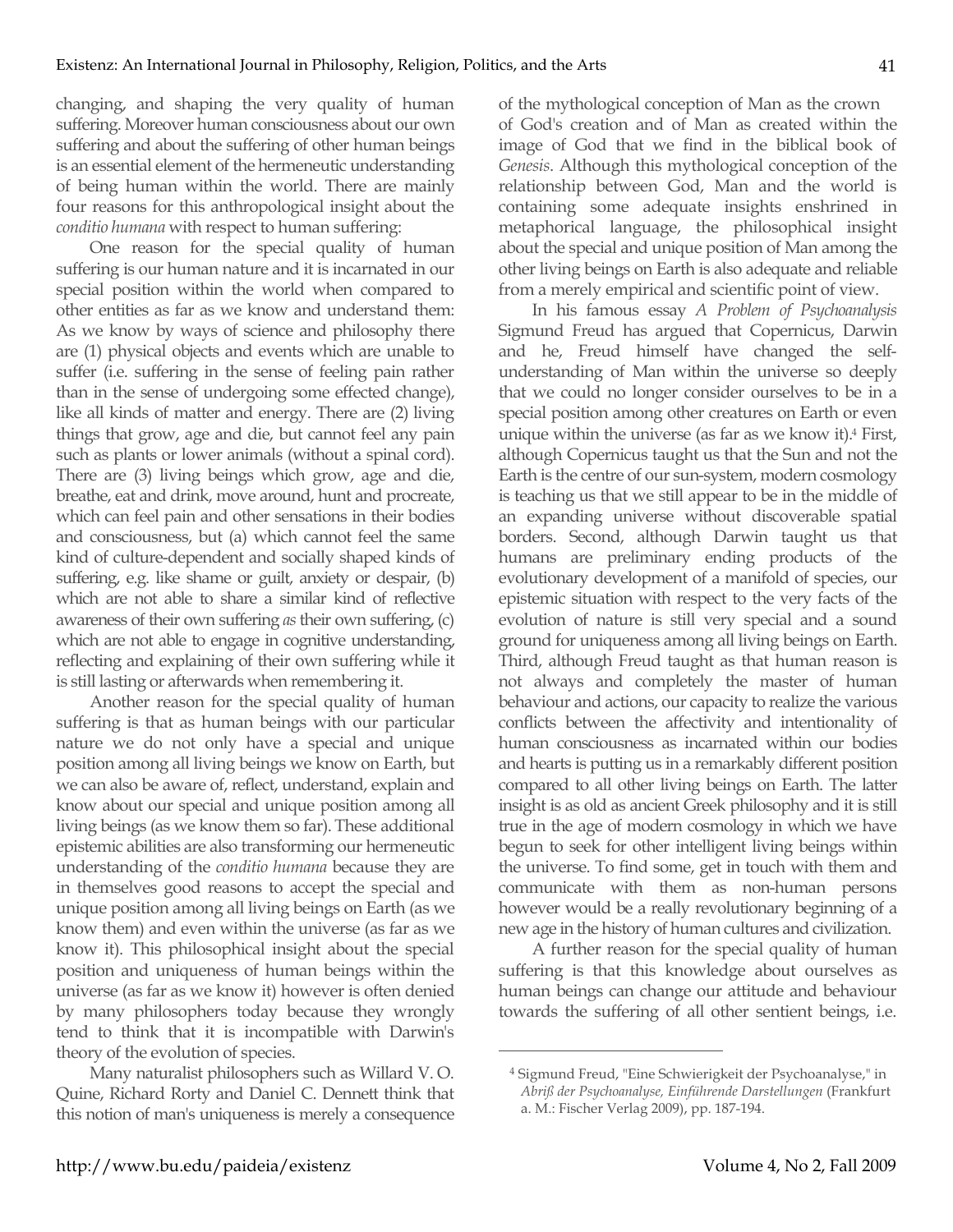changing, and shaping the very quality of human suffering. Moreover human consciousness about our own suffering and about the suffering of other human beings is an essential element of the hermeneutic understanding of being human within the world. There are mainly four reasons for this anthropological insight about the *conditio humana* with respect to human suffering:

One reason for the special quality of human suffering is our human nature and it is incarnated in our special position within the world when compared to other entities as far as we know and understand them: As we know by ways of science and philosophy there are (1) physical objects and events which are unable to suffer (i.e. suffering in the sense of feeling pain rather than in the sense of undergoing some effected change), like all kinds of matter and energy. There are (2) living things that grow, age and die, but cannot feel any pain such as plants or lower animals (without a spinal cord). There are (3) living beings which grow, age and die, breathe, eat and drink, move around, hunt and procreate, which can feel pain and other sensations in their bodies and consciousness, but (a) which cannot feel the same kind of culture-dependent and socially shaped kinds of suffering, e.g. like shame or guilt, anxiety or despair, (b) which are not able to share a similar kind of reflective awareness of their own suffering *as* their own suffering, (c) which are not able to engage in cognitive understanding, reflecting and explaining of their own suffering while it is still lasting or afterwards when remembering it.

Another reason for the special quality of human suffering is that as human beings with our particular nature we do not only have a special and unique position among all living beings we know on Earth, but we can also be aware of, reflect, understand, explain and know about our special and unique position among all living beings (as we know them so far). These additional epistemic abilities are also transforming our hermeneutic understanding of the *conditio humana* because they are in themselves good reasons to accept the special and unique position among all living beings on Earth (as we know them) and even within the universe (as far as we know it). This philosophical insight about the special position and uniqueness of human beings within the universe (as far as we know it) however is often denied by many philosophers today because they wrongly tend to think that it is incompatible with Darwin's theory of the evolution of species.

Many naturalist philosophers such as Willard V. O. Quine, Richard Rorty and Daniel C. Dennett think that this notion of man's uniqueness is merely a consequence of the mythological conception of Man as the crown of God's creation and of Man as created within the image of God that we find in the biblical book of *Genesis*. Although this mythological conception of the relationship between God, Man and the world is containing some adequate insights enshrined in metaphorical language, the philosophical insight about the special and unique position of Man among the other living beings on Earth is also adequate and reliable from a merely empirical and scientific point of view.

In his famous essay *A Problem of Psychoanalysis* Sigmund Freud has argued that Copernicus, Darwin and he, Freud himself have changed the self-understanding of Man within the universe so deeply that we could no longer consider ourselves to be in a special position among other creatures on Earth or even unique within the universe (as far as we know it).[4] First, although Copernicus taught us that the Sun and not the Earth is the centre of our sun-system, modern cosmology is teaching us that we still appear to be in the middle of an expanding universe without discoverable spatial borders. Second, although Darwin taught us that humans are preliminary ending products of the evolutionary development of a manifold of species, our epistemic situation with respect to the very facts of the evolution of nature is still very special and a sound ground for uniqueness among all living beings on Earth. Third, although Freud taught as that human reason is not always and completely the master of human behaviour and actions, our capacity to realize the various conflicts between the affectivity and intentionality of human consciousness as incarnated within our bodies and hearts is putting us in a remarkably different position compared to all other living beings on Earth. The latter insight is as old as ancient Greek philosophy and it is still true in the age of modern cosmology in which we have begun to seek for other intelligent living beings within the universe. To find some, get in touch with them and communicate with them as non-human persons however would be a really revolutionary beginning of a new age in the history of human cultures and civilization.

A further reason for the special quality of human suffering is that this knowledge about ourselves as human beings can change our attitude and behaviour towards the suffering of all other sentient beings, i.e.

---

[4] Sigmund Freud, "Eine Schwierigkeit der Psychoanalyse," in *Abriß der Psychoanalyse, Einführende Darstellungen* (Frankfurt a. M.: Fischer Verlag 2009), pp. 187-194.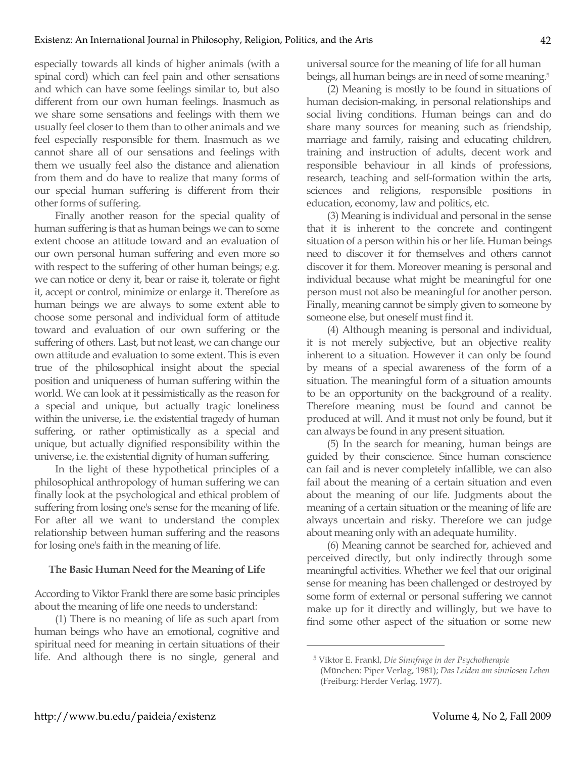especially towards all kinds of higher animals (with a spinal cord) which can feel pain and other sensations and which can have some feelings similar to, but also different from our own human feelings. Inasmuch as we share some sensations and feelings with them we usually feel closer to them than to other animals and we feel especially responsible for them. Inasmuch as we cannot share all of our sensations and feelings with them we usually feel also the distance and alienation from them and do have to realize that many forms of our special human suffering is different from their other forms of suffering.

Finally another reason for the special quality of human suffering is that as human beings we can to some extent choose an attitude toward and an evaluation of our own personal human suffering and even more so with respect to the suffering of other human beings; e.g. we can notice or deny it, bear or raise it, tolerate or fight it, accept or control, minimize or enlarge it. Therefore as human beings we are always to some extent able to choose some personal and individual form of attitude toward and evaluation of our own suffering or the suffering of others. Last, but not least, we can change our own attitude and evaluation to some extent. This is even true of the philosophical insight about the special position and uniqueness of human suffering within the world. We can look at it pessimistically as the reason for a special and unique, but actually tragic loneliness within the universe, i.e. the existential tragedy of human suffering, or rather optimistically as a special and unique, but actually dignified responsibility within the universe, i.e. the existential dignity of human suffering.

In the light of these hypothetical principles of a philosophical anthropology of human suffering we can finally look at the psychological and ethical problem of suffering from losing one's sense for the meaning of life. For after all we want to understand the complex relationship between human suffering and the reasons for losing one's faith in the meaning of life.

## The Basic Human Need for the Meaning of Life

According to Viktor Frankl there are some basic principles about the meaning of life one needs to understand:

(1) There is no meaning of life as such apart from human beings who have an emotional, cognitive and spiritual need for meaning in certain situations of their life. And although there is no single, general and universal source for the meaning of life for all human beings, all human beings are in need of some meaning.[5]

(2) Meaning is mostly to be found in situations of human decision-making, in personal relationships and social living conditions. Human beings can and do share many sources for meaning such as friendship, marriage and family, raising and educating children, training and instruction of adults, decent work and responsible behaviour in all kinds of professions, research, teaching and self-formation within the arts, sciences and religions, responsible positions in education, economy, law and politics, etc.

(3) Meaning is individual and personal in the sense that it is inherent to the concrete and contingent situation of a person within his or her life. Human beings need to discover it for themselves and others cannot discover it for them. Moreover meaning is personal and individual because what might be meaningful for one person must not also be meaningful for another person. Finally, meaning cannot be simply given to someone by someone else, but oneself must find it.

(4) Although meaning is personal and individual, it is not merely subjective, but an objective reality inherent to a situation. However it can only be found by means of a special awareness of the form of a situation. The meaningful form of a situation amounts to be an opportunity on the background of a reality. Therefore meaning must be found and cannot be produced at will. And it must not only be found, but it can always be found in any present situation.

(5) In the search for meaning, human beings are guided by their conscience. Since human conscience can fail and is never completely infallible, we can also fail about the meaning of a certain situation and even about the meaning of our life. Judgments about the meaning of a certain situation or the meaning of life are always uncertain and risky. Therefore we can judge about meaning only with an adequate humility.

(6) Meaning cannot be searched for, achieved and perceived directly, but only indirectly through some meaningful activities. Whether we feel that our original sense for meaning has been challenged or destroyed by some form of external or personal suffering we cannot make up for it directly and willingly, but we have to find some other aspect of the situation or some new

---

[5] Viktor E. Frankl, *Die Sinnfrage in der Psychotherapie* (München: Piper Verlag, 1981); *Das Leiden am sinnlosen Leben* (Freiburg: Herder Verlag, 1977).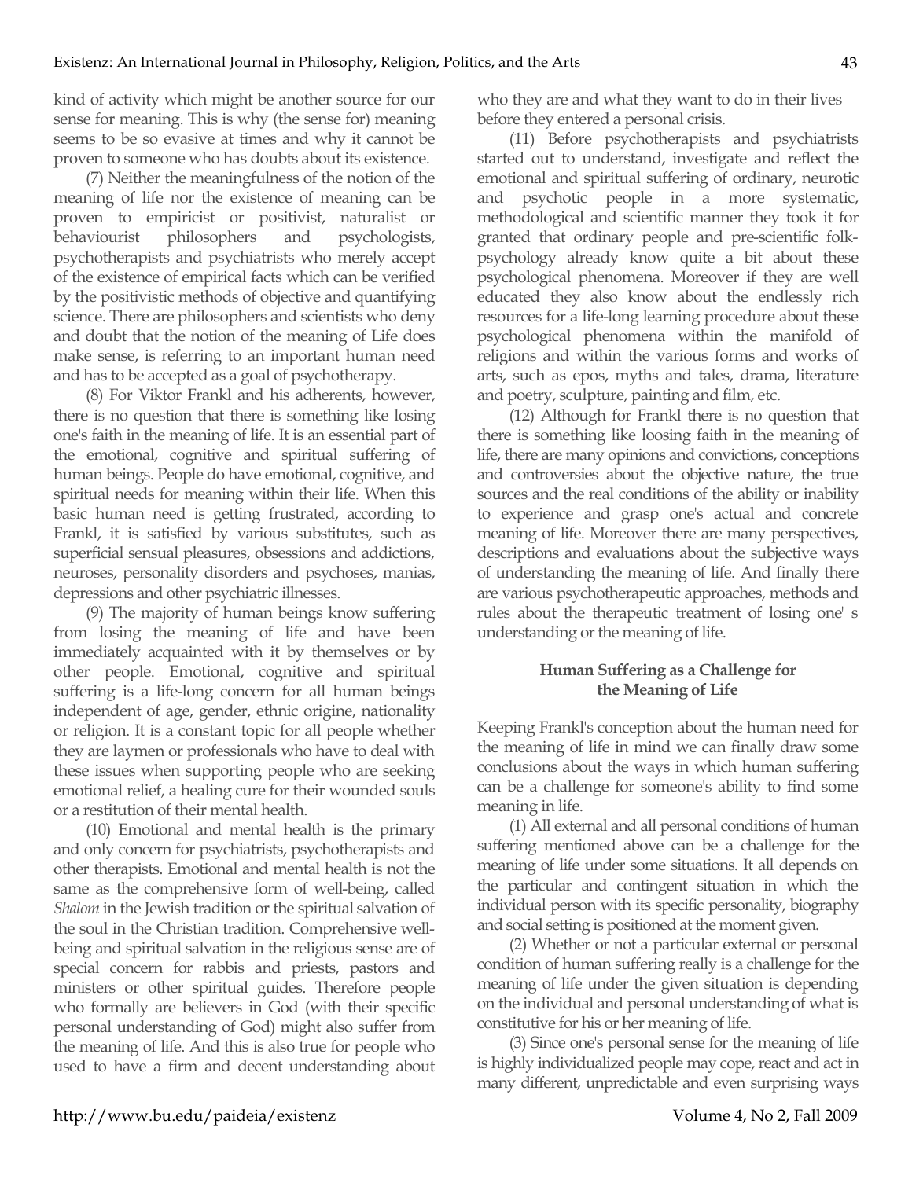kind of activity which might be another source for our sense for meaning. This is why (the sense for) meaning seems to be so evasive at times and why it cannot be proven to someone who has doubts about its existence.

(7) Neither the meaningfulness of the notion of the meaning of life nor the existence of meaning can be proven to empiricist or positivist, naturalist or behaviourist philosophers and psychologists, psychotherapists and psychiatrists who merely accept of the existence of empirical facts which can be verified by the positivistic methods of objective and quantifying science. There are philosophers and scientists who deny and doubt that the notion of the meaning of Life does make sense, is referring to an important human need and has to be accepted as a goal of psychotherapy.

(8) For Viktor Frankl and his adherents, however, there is no question that there is something like losing one's faith in the meaning of life. It is an essential part of the emotional, cognitive and spiritual suffering of human beings. People do have emotional, cognitive, and spiritual needs for meaning within their life. When this basic human need is getting frustrated, according to Frankl, it is satisfied by various substitutes, such as superficial sensual pleasures, obsessions and addictions, neuroses, personality disorders and psychoses, manias, depressions and other psychiatric illnesses.

(9) The majority of human beings know suffering from losing the meaning of life and have been immediately acquainted with it by themselves or by other people. Emotional, cognitive and spiritual suffering is a life-long concern for all human beings independent of age, gender, ethnic origine, nationality or religion. It is a constant topic for all people whether they are laymen or professionals who have to deal with these issues when supporting people who are seeking emotional relief, a healing cure for their wounded souls or a restitution of their mental health.

(10) Emotional and mental health is the primary and only concern for psychiatrists, psychotherapists and other therapists. Emotional and mental health is not the same as the comprehensive form of well-being, called *Shalom* in the Jewish tradition or the spiritual salvation of the soul in the Christian tradition. Comprehensive well-being and spiritual salvation in the religious sense are of special concern for rabbis and priests, pastors and ministers or other spiritual guides. Therefore people who formally are believers in God (with their specific personal understanding of God) might also suffer from the meaning of life. And this is also true for people who used to have a firm and decent understanding about who they are and what they want to do in their lives before they entered a personal crisis.

(11) Before psychotherapists and psychiatrists started out to understand, investigate and reflect the emotional and spiritual suffering of ordinary, neurotic and psychotic people in a more systematic, methodological and scientific manner they took it for granted that ordinary people and pre-scientific folk-psychology already know quite a bit about these psychological phenomena. Moreover if they are well educated they also know about the endlessly rich resources for a life-long learning procedure about these psychological phenomena within the manifold of religions and within the various forms and works of arts, such as epos, myths and tales, drama, literature and poetry, sculpture, painting and film, etc.

(12) Although for Frankl there is no question that there is something like loosing faith in the meaning of life, there are many opinions and convictions, conceptions and controversies about the objective nature, the true sources and the real conditions of the ability or inability to experience and grasp one's actual and concrete meaning of life. Moreover there are many perspectives, descriptions and evaluations about the subjective ways of understanding the meaning of life. And finally there are various psychotherapeutic approaches, methods and rules about the therapeutic treatment of losing one' s understanding or the meaning of life.

## Human Suffering as a Challenge for the Meaning of Life

Keeping Frankl's conception about the human need for the meaning of life in mind we can finally draw some conclusions about the ways in which human suffering can be a challenge for someone's ability to find some meaning in life.

(1) All external and all personal conditions of human suffering mentioned above can be a challenge for the meaning of life under some situations. It all depends on the particular and contingent situation in which the individual person with its specific personality, biography and social setting is positioned at the moment given.

(2) Whether or not a particular external or personal condition of human suffering really is a challenge for the meaning of life under the given situation is depending on the individual and personal understanding of what is constitutive for his or her meaning of life.

(3) Since one's personal sense for the meaning of life is highly individualized people may cope, react and act in many different, unpredictable and even surprising ways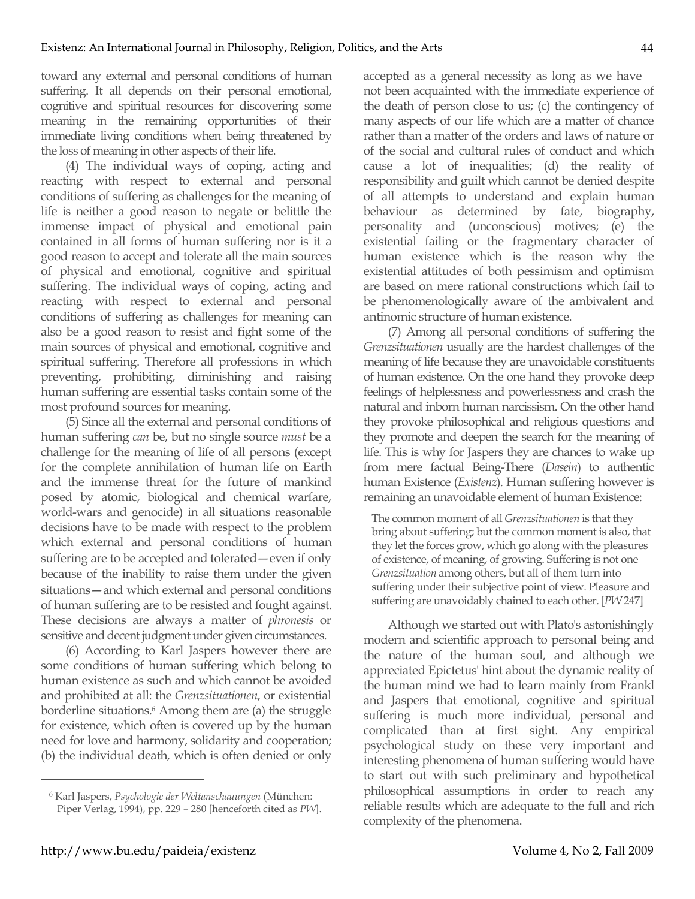toward any external and personal conditions of human suffering. It all depends on their personal emotional, cognitive and spiritual resources for discovering some meaning in the remaining opportunities of their immediate living conditions when being threatened by the loss of meaning in other aspects of their life.

(4) The individual ways of coping, acting and reacting with respect to external and personal conditions of suffering as challenges for the meaning of life is neither a good reason to negate or belittle the immense impact of physical and emotional pain contained in all forms of human suffering nor is it a good reason to accept and tolerate all the main sources of physical and emotional, cognitive and spiritual suffering. The individual ways of coping, acting and reacting with respect to external and personal conditions of suffering as challenges for meaning can also be a good reason to resist and fight some of the main sources of physical and emotional, cognitive and spiritual suffering. Therefore all professions in which preventing, prohibiting, diminishing and raising human suffering are essential tasks contain some of the most profound sources for meaning.

(5) Since all the external and personal conditions of human suffering *can* be, but no single source *must* be a challenge for the meaning of life of all persons (except for the complete annihilation of human life on Earth and the immense threat for the future of mankind posed by atomic, biological and chemical warfare, world-wars and genocide) in all situations reasonable decisions have to be made with respect to the problem which external and personal conditions of human suffering are to be accepted and tolerated—even if only because of the inability to raise them under the given situations—and which external and personal conditions of human suffering are to be resisted and fought against. These decisions are always a matter of *phronesis* or sensitive and decent judgment under given circumstances.

(6) According to Karl Jaspers however there are some conditions of human suffering which belong to human existence as such and which cannot be avoided and prohibited at all: the *Grenzsituationen*, or existential borderline situations.[6] Among them are (a) the struggle for existence, which often is covered up by the human need for love and harmony, solidarity and cooperation; (b) the individual death, which is often denied or only accepted as a general necessity as long as we have not been acquainted with the immediate experience of the death of person close to us; (c) the contingency of many aspects of our life which are a matter of chance rather than a matter of the orders and laws of nature or of the social and cultural rules of conduct and which cause a lot of inequalities; (d) the reality of responsibility and guilt which cannot be denied despite of all attempts to understand and explain human behaviour as determined by fate, biography, personality and (unconscious) motives; (e) the existential failing or the fragmentary character of human existence which is the reason why the existential attitudes of both pessimism and optimism are based on mere rational constructions which fail to be phenomenologically aware of the ambivalent and antinomic structure of human existence.

(7) Among all personal conditions of suffering the *Grenzsituationen* usually are the hardest challenges of the meaning of life because they are unavoidable constituents of human existence. On the one hand they provoke deep feelings of helplessness and powerlessness and crash the natural and inborn human narcissism. On the other hand they provoke philosophical and religious questions and they promote and deepen the search for the meaning of life. This is why for Jaspers they are chances to wake up from mere factual Being-There (*Dasein*) to authentic human Existence (*Existenz*). Human suffering however is remaining an unavoidable element of human Existence:

> The common moment of all *Grenzsituationen* is that they bring about suffering; but the common moment is also, that they let the forces grow, which go along with the pleasures of existence, of meaning, of growing. Suffering is not one *Grenzsituation* among others, but all of them turn into suffering under their subjective point of view. Pleasure and suffering are unavoidably chained to each other. [*PW* 247]

Although we started out with Plato's astonishingly modern and scientific approach to personal being and the nature of the human soul, and although we appreciated Epictetus' hint about the dynamic reality of the human mind we had to learn mainly from Frankl and Jaspers that emotional, cognitive and spiritual suffering is much more individual, personal and complicated than at first sight. Any empirical psychological study on these very important and interesting phenomena of human suffering would have to start out with such preliminary and hypothetical philosophical assumptions in order to reach any reliable results which are adequate to the full and rich complexity of the phenomena.

---

[6] Karl Jaspers, *Psychologie der Weltanschauungen* (München: Piper Verlag, 1994), pp. 229 – 280 [henceforth cited as *PW*].